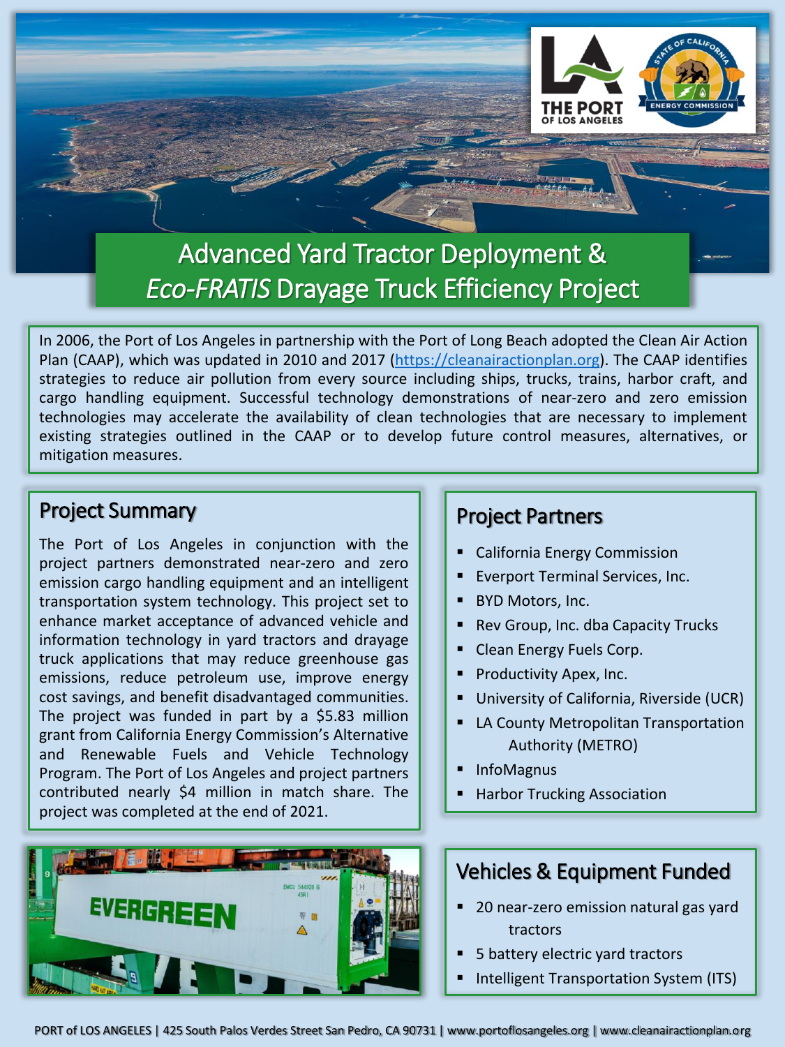# Advanced Yard Tractor Deployment & *Eco-FRATIS* Drayage Truck Efficiency Project

In 2006, the Port of Los Angeles in partnership with the Port of Long Beach adopted the Clean Air Action Plan (CAAP), which was updated in 2010 and 2017 (https://cleanairactionplan.org). The CAAP identifies strategies to reduce air pollution from every source including ships, trucks, trains, harbor craft, and cargo handling equipment. Successful technology demonstrations of near-zero and zero emission technologies may accelerate the availability of clean technologies that are necessary to implement existing strategies outlined in the CAAP or to develop future control measures, alternatives, or mitigation measures.

## Project Summary

The Port of Los Angeles in conjunction with the project partners demonstrated near-zero and zero emission cargo handling equipment and an intelligent transportation system technology. This project set to enhance market acceptance of advanced vehicle and information technology in yard tractors and drayage truck applications that may reduce greenhouse gas emissions, reduce petroleum use, improve energy cost savings, and benefit disadvantaged communities. The project was funded in part by a $5.83 million grant from California Energy Commission's Alternative and Renewable Fuels and Vehicle Technology Program. The Port of Los Angeles and project partners contributed nearly $4 million in match share. The project was completed at the end of 2021.

## Project Partners

- California Energy Commission
- Everport Terminal Services, Inc.
- BYD Motors, Inc.
- Rev Group, Inc. dba Capacity Trucks
- Clean Energy Fuels Corp.
- Productivity Apex, Inc.
- University of California, Riverside (UCR)
- LA County Metropolitan Transportation Authority (METRO)
- InfoMagnus
- Harbor Trucking Association

## Vehicles & Equipment Funded

- 20 near-zero emission natural gas yard tractors
- 5 battery electric yard tractors
- Intelligent Transportation System (ITS)

PORT of LOS ANGELES | 425 South Palos Verdes Street San Pedro, CA 90731 | www.portoflosangeles.org | www.cleanairactionplan.org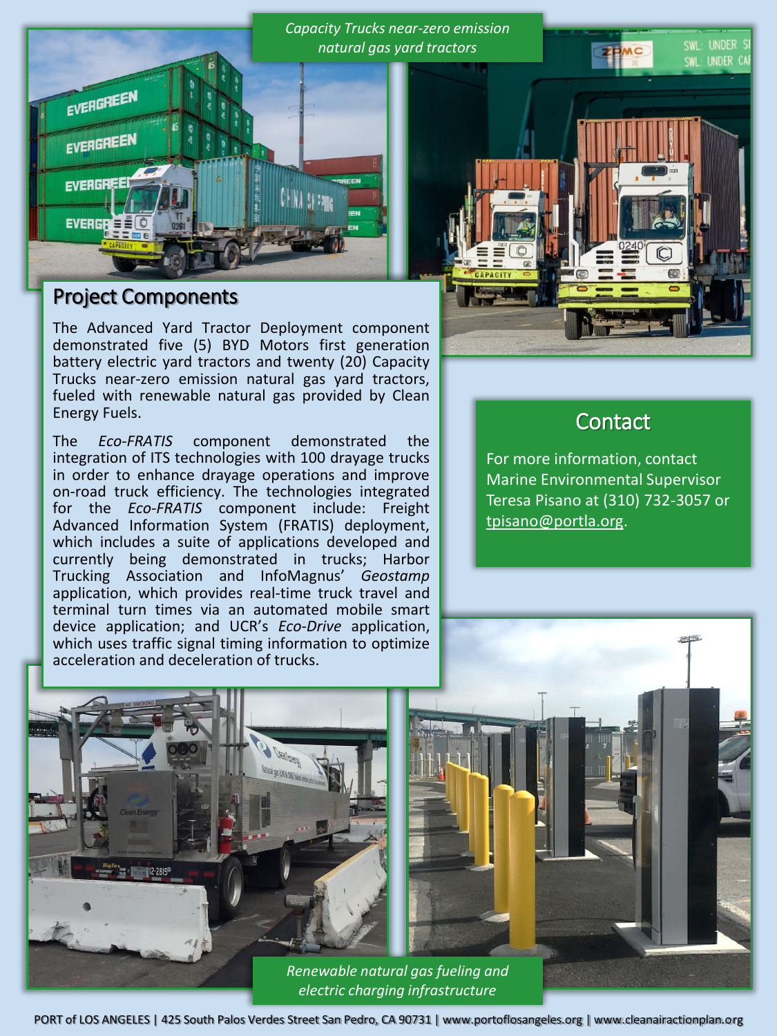*Capacity Trucks near-zero emission natural gas yard tractors*

## Project Components

The Advanced Yard Tractor Deployment component demonstrated five (5) BYD Motors first generation battery electric yard tractors and twenty (20) Capacity Trucks near-zero emission natural gas yard tractors, fueled with renewable natural gas provided by Clean Energy Fuels.

The *Eco-FRATIS* component demonstrated the integration of ITS technologies with 100 drayage trucks in order to enhance drayage operations and improve on-road truck efficiency. The technologies integrated for the *Eco-FRATIS* component include: Freight Advanced Information System (FRATIS) deployment, which includes a suite of applications developed and currently being demonstrated in trucks; Harbor Trucking Association and InfoMagnus' *Geostamp* application, which provides real-time truck travel and terminal turn times via an automated mobile smart device application; and UCR's *Eco-Drive* application, which uses traffic signal timing information to optimize acceleration and deceleration of trucks.

## Contact

For more information, contact Marine Environmental Supervisor Teresa Pisano at (310) 732-3057 or tpisano@portla.org.

*Renewable natural gas fueling and electric charging infrastructure*

PORT of LOS ANGELES | 425 South Palos Verdes Street San Pedro, CA 90731 | www.portoflosangeles.org | www.cleanairactionplan.org